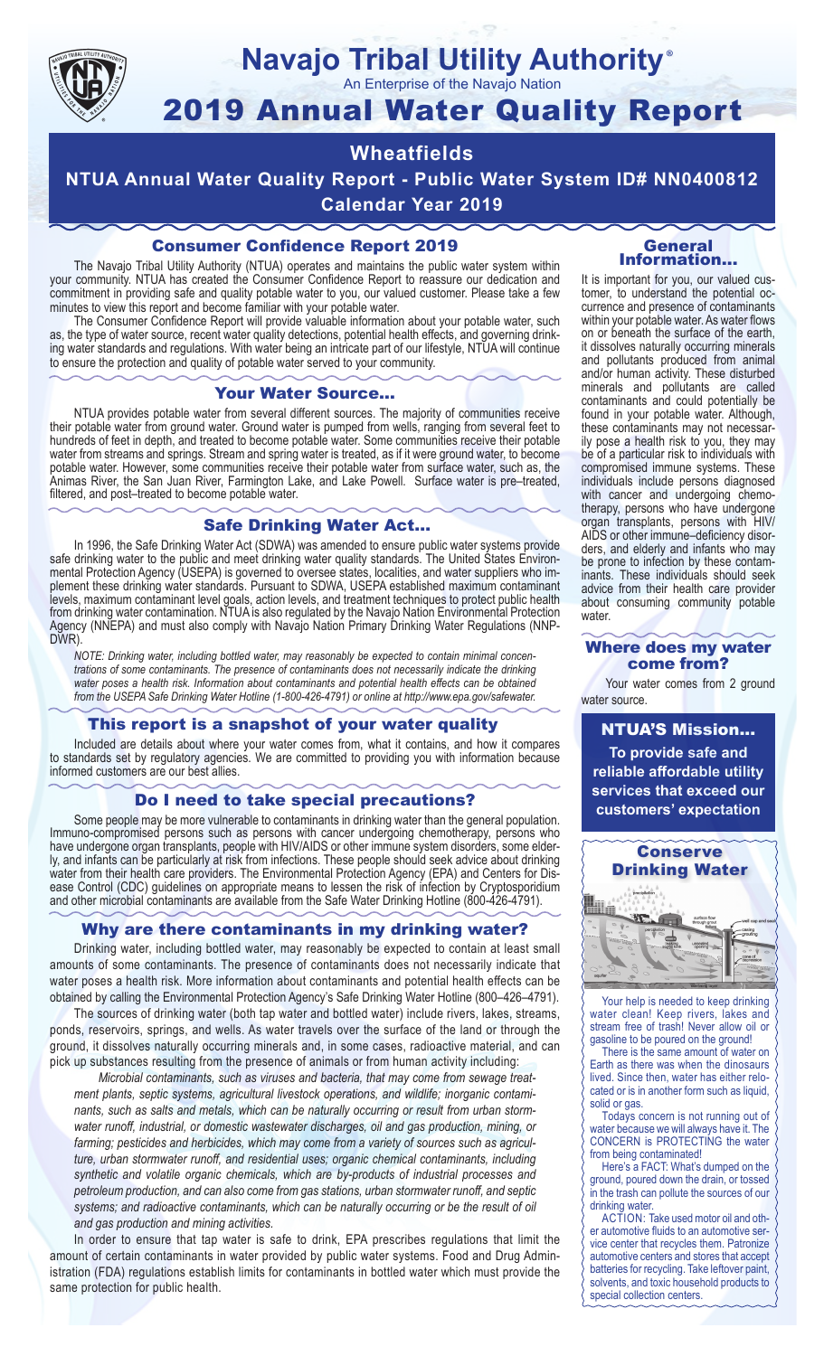# Navajo Tribal Utility Authority®

An Enterprise of the Navajo Nation

# 2019 Annual Water Quality Report

## Wheatfields

## NTUA Annual Water Quality Report - Public Water System ID# NN0400812

## Calendar Year 2019

### Consumer Confidence Report 2019

The Navajo Tribal Utility Authority (NTUA) operates and maintains the public water system within your community. NTUA has created the Consumer Confidence Report to reassure our dedication and commitment in providing safe and quality potable water to you, our valued customer. Please take a few minutes to view this report and become familiar with your potable water.

The Consumer Confidence Report will provide valuable information about your potable water, such as, the type of water source, recent water quality detections, potential health effects, and governing drinking water standards and regulations. With water being an intricate part of our lifestyle, NTUA will continue to ensure the protection and quality of potable water served to your community.

### Your Water Source…

NTUA provides potable water from several different sources. The majority of communities receive their potable water from ground water. Ground water is pumped from wells, ranging from several feet to hundreds of feet in depth, and treated to become potable water. Some communities receive their potable water from streams and springs. Stream and spring water is treated, as if it were ground water, to become potable water. However, some communities receive their potable water from surface water, such as, the Animas River, the San Juan River, Farmington Lake, and Lake Powell. Surface water is pre–treated, filtered, and post–treated to become potable water.

### Safe Drinking Water Act…

In 1996, the Safe Drinking Water Act (SDWA) was amended to ensure public water systems provide safe drinking water to the public and meet drinking water quality standards. The United States Environmental Protection Agency (USEPA) is governed to oversee states, localities, and water suppliers who implement these drinking water standards. Pursuant to SDWA, USEPA established maximum contaminant levels, maximum contaminant level goals, action levels, and treatment techniques to protect public health from drinking water contamination. NTUA is also regulated by the Navajo Nation Environmental Protection Agency (NNEPA) and must also comply with Navajo Nation Primary Drinking Water Regulations (NNPDWR).

*NOTE: Drinking water, including bottled water, may reasonably be expected to contain minimal concentrations of some contaminants. The presence of contaminants does not necessarily indicate the drinking water poses a health risk. Information about contaminants and potential health effects can be obtained from the USEPA Safe Drinking Water Hotline (1-800-426-4791) or online at http://www.epa.gov/safewater.*

### This report is a snapshot of your water quality

Included are details about where your water comes from, what it contains, and how it compares to standards set by regulatory agencies. We are committed to providing you with information because informed customers are our best allies.

### Do I need to take special precautions?

Some people may be more vulnerable to contaminants in drinking water than the general population. Immuno-compromised persons such as persons with cancer undergoing chemotherapy, persons who have undergone organ transplants, people with HIV/AIDS or other immune system disorders, some elderly, and infants can be particularly at risk from infections. These people should seek advice about drinking water from their health care providers. The Environmental Protection Agency (EPA) and Centers for Disease Control (CDC) guidelines on appropriate means to lessen the risk of infection by Cryptosporidium and other microbial contaminants are available from the Safe Water Drinking Hotline (800-426-4791).

### Why are there contaminants in my drinking water?

Drinking water, including bottled water, may reasonably be expected to contain at least small amounts of some contaminants. The presence of contaminants does not necessarily indicate that water poses a health risk. More information about contaminants and potential health effects can be obtained by calling the Environmental Protection Agency's Safe Drinking Water Hotline (800–426–4791).

The sources of drinking water (both tap water and bottled water) include rivers, lakes, streams, ponds, reservoirs, springs, and wells. As water travels over the surface of the land or through the ground, it dissolves naturally occurring minerals and, in some cases, radioactive material, and can pick up substances resulting from the presence of animals or from human activity including:

*Microbial contaminants, such as viruses and bacteria, that may come from sewage treatment plants, septic systems, agricultural livestock operations, and wildlife; inorganic contaminants, such as salts and metals, which can be naturally occurring or result from urban stormwater runoff, industrial, or domestic wastewater discharges, oil and gas production, mining, or farming; pesticides and herbicides, which may come from a variety of sources such as agriculture, urban stormwater runoff, and residential uses; organic chemical contaminants, including synthetic and volatile organic chemicals, which are by-products of industrial processes and petroleum production, and can also come from gas stations, urban stormwater runoff, and septic systems; and radioactive contaminants, which can be naturally occurring or be the result of oil and gas production and mining activities.*

In order to ensure that tap water is safe to drink, EPA prescribes regulations that limit the amount of certain contaminants in water provided by public water systems. Food and Drug Administration (FDA) regulations establish limits for contaminants in bottled water which must provide the same protection for public health.

### General Information…

It is important for you, our valued customer, to understand the potential occurrence and presence of contaminants within your potable water. As water flows on or beneath the surface of the earth, it dissolves naturally occurring minerals and pollutants produced from animal and/or human activity. These disturbed minerals and pollutants are called contaminants and could potentially be found in your potable water. Although, these contaminants may not necessarily pose a health risk to you, they may be of a particular risk to individuals with compromised immune systems. These individuals include persons diagnosed with cancer and undergoing chemotherapy, persons who have undergone organ transplants, persons with HIV/AIDS or other immune–deficiency disorders, and elderly and infants who may be prone to infection by these contaminants. These individuals should seek advice from their health care provider about consuming community potable water.

### Where does my water come from?

Your water comes from 2 ground water source.

### NTUA'S Mission…

**To provide safe and reliable affordable utility services that exceed our customers' expectation**

### Conserve Drinking Water

Your help is needed to keep drinking water clean! Keep rivers, lakes and stream free of trash! Never allow oil or gasoline to be poured on the ground!

There is the same amount of water on Earth as there was when the dinosaurs lived. Since then, water has either relocated or is in another form such as liquid, solid or gas.

Todays concern is not running out of water because we will always have it. The CONCERN is PROTECTING the water from being contaminated!

Here's a FACT: What's dumped on the ground, poured down the drain, or tossed in the trash can pollute the sources of our drinking water.

ACTION: Take used motor oil and other automotive fluids to an automotive service center that recycles them. Patronize automotive centers and stores that accept batteries for recycling. Take leftover paint, solvents, and toxic household products to special collection centers.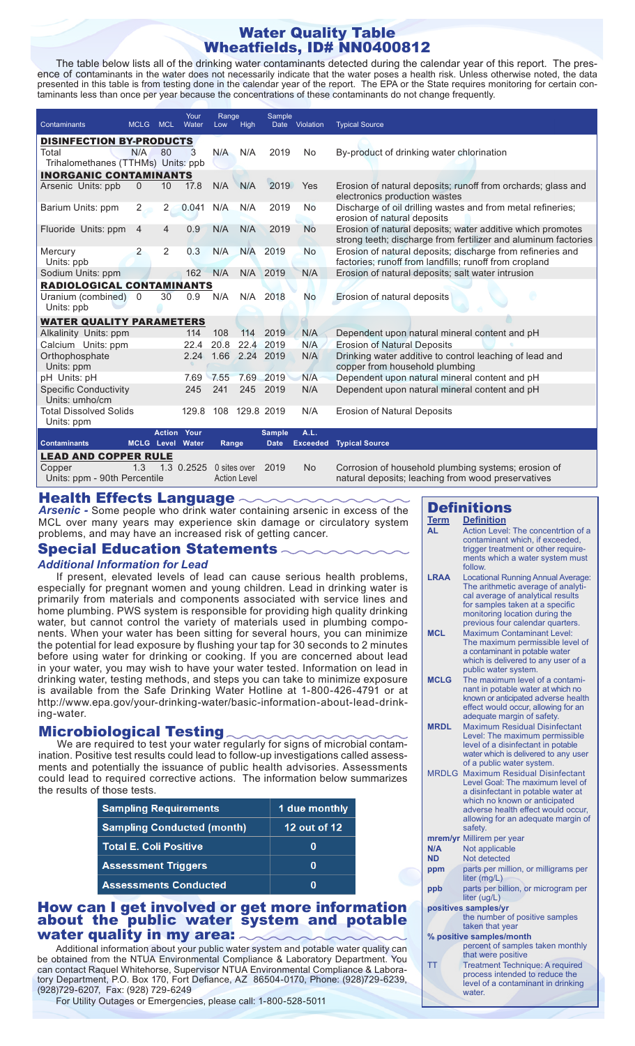# Water Quality Table
## Wheatfields, ID# NN0400812

The table below lists all of the drinking water contaminants detected during the calendar year of this report. The presence of contaminants in the water does not necessarily indicate that the water poses a health risk. Unless otherwise noted, the data presented in this table is from testing done in the calendar year of the report. The EPA or the State requires monitoring for certain contaminants less than once per year because the concentrations of these contaminants do not change frequently.

| Contaminants | MCLG | MCL | Your Water | Range Low | Range High | Sample Date | Violation | Typical Source |
|---|---|---|---|---|---|---|---|---|
| **DISINFECTION BY-PRODUCTS** | | | | | | | | |
| Total Trihalomethanes (TTHMs) Units: ppb | N/A | 80 | 3 | N/A | N/A | 2019 | No | By-product of drinking water chlorination |
| **INORGANIC CONTAMINANTS** | | | | | | | | |
| Arsenic Units: ppb | 0 | 10 | 17.8 | N/A | N/A | 2019 | Yes | Erosion of natural deposits; runoff from orchards; glass and electronics production wastes |
| Barium Units: ppm | 2 | 2 | 0.041 | N/A | N/A | 2019 | No | Discharge of oil drilling wastes and from metal refineries; erosion of natural deposits |
| Fluoride Units: ppm | 4 | 4 | 0.9 | N/A | N/A | 2019 | No | Erosion of natural deposits; water additive which promotes strong teeth; discharge from fertilizer and aluminum factories |
| Mercury Units: ppb | 2 | 2 | 0.3 | N/A | N/A | 2019 | No | Erosion of natural deposits; discharge from refineries and factories; runoff from landfills; runoff from cropland |
| Sodium Units: ppm | | | 162 | N/A | N/A | 2019 | N/A | Erosion of natural deposits; salt water intrusion |
| **RADIOLOGICAL CONTAMINANTS** | | | | | | | | |
| Uranium (combined) Units: ppb | 0 | 30 | 0.9 | N/A | N/A | 2018 | No | Erosion of natural deposits |
| **WATER QUALITY PARAMETERS** | | | | | | | | |
| Alkalinity Units: ppm | | | 114 | 108 | 114 | 2019 | N/A | Dependent upon natural mineral content and pH |
| Calcium Units: ppm | | | 22.4 | 20.8 | 22.4 | 2019 | N/A | Erosion of Natural Deposits |
| Orthophosphate Units: ppm | | | 2.24 | 1.66 | 2.24 | 2019 | N/A | Drinking water additive to control leaching of lead and copper from household plumbing |
| pH Units: pH | | | 7.69 | 7.55 | 7.69 | 2019 | N/A | Dependent upon natural mineral content and pH |
| Specific Conductivity Units: umho/cm | | | 245 | 241 | 245 | 2019 | N/A | Dependent upon natural mineral content and pH |
| Total Dissolved Solids Units: ppm | | | 129.8 | 108 | 129.8 | 2019 | N/A | Erosion of Natural Deposits |

| Contaminants | MCLG | Action Level | Your Water | Range | Sample Date | A.L. Exceeded | Typical Source |
|---|---|---|---|---|---|---|---|
| **LEAD AND COPPER RULE** | | | | | | | |
| Copper Units: ppm - 90th Percentile | 1.3 | 1.3 | 0.2525 | 0 sites over Action Level | 2019 | No | Corrosion of household plumbing systems; erosion of natural deposits; leaching from wood preservatives |

## Health Effects Language

***Arsenic -*** Some people who drink water containing arsenic in excess of the MCL over many years may experience skin damage or circulatory system problems, and may have an increased risk of getting cancer.

## Special Education Statements

### *Additional Information for Lead*

If present, elevated levels of lead can cause serious health problems, especially for pregnant women and young children. Lead in drinking water is primarily from materials and components associated with service lines and home plumbing. PWS system is responsible for providing high quality drinking water, but cannot control the variety of materials used in plumbing components. When your water has been sitting for several hours, you can minimize the potential for lead exposure by flushing your tap for 30 seconds to 2 minutes before using water for drinking or cooking. If you are concerned about lead in your water, you may wish to have your water tested. Information on lead in drinking water, testing methods, and steps you can take to minimize exposure is available from the Safe Drinking Water Hotline at 1-800-426-4791 or at http://www.epa.gov/your-drinking-water/basic-information-about-lead-drinking-water.

## Microbiological Testing

We are required to test your water regularly for signs of microbial contamination. Positive test results could lead to follow-up investigations called assessments and potentially the issuance of public health advisories. Assessments could lead to required corrective actions. The information below summarizes the results of those tests.

| Sampling Requirements | 1 due monthly |
|---|---|
| Sampling Conducted (month) | 12 out of 12 |
| Total E. Coli Positive | 0 |
| Assessment Triggers | 0 |
| Assessments Conducted | 0 |

## How can I get involved or get more information about the public water system and potable water quality in my area:

Additional information about your public water system and potable water quality can be obtained from the NTUA Environmental Compliance & Laboratory Department. You can contact Raquel Whitehorse, Supervisor NTUA Environmental Compliance & Laboratory Department, P.O. Box 170, Fort Defiance, AZ 86504-0170, Phone: (928)729-6239, (928)729-6207, Fax: (928) 729-6249

For Utility Outages or Emergencies, please call: 1-800-528-5011

## Definitions

| Term | Definition |
|---|---|
| **AL** | Action Level: The concentrtion of a contaminant which, if exceeded, trigger treatment or other requirements which a water system must follow. |
| **LRAA** | Locational Running Annual Average: The arithmetic average of analytical results for samples taken at a specific monitoring location during the previous four calendar quarters. |
| **MCL** | Maximum Contaminant Level: The maximum permissible level of a contaminant in potable water which is delivered to any user of a public water system. |
| **MCLG** | The maximum level of a contaminant in potable water at which no known or anticipated adverse health effect would occur, allowing for an adequate margin of safety. |
| **MRDL** | Maximum Residual Disinfectant Level: The maximum permissible level of a disinfectant in potable water which is delivered to any user of a public water system. |
| **MRDLG** | Maximum Residual Disinfectant Level Goal: The maximum level of a disinfectant in potable water at which no known or anticipated adverse health effect would occur, allowing for an adequate margin of safety. |
| **mrem/yr** | Millirem per year |
| **N/A** | Not applicable |
| **ND** | Not detected |
| **ppm** | parts per million, or milligrams per liter (mg/L) |
| **ppb** | parts per billion, or microgram per liter (ug/L) |
| **positives samples/yr** | the number of positive samples taken that year |
| **% positive samples/month** | percent of samples taken monthly that were positive |
| **TT** | Treatment Technique: A required process intended to reduce the level of a contaminant in drinking water. |